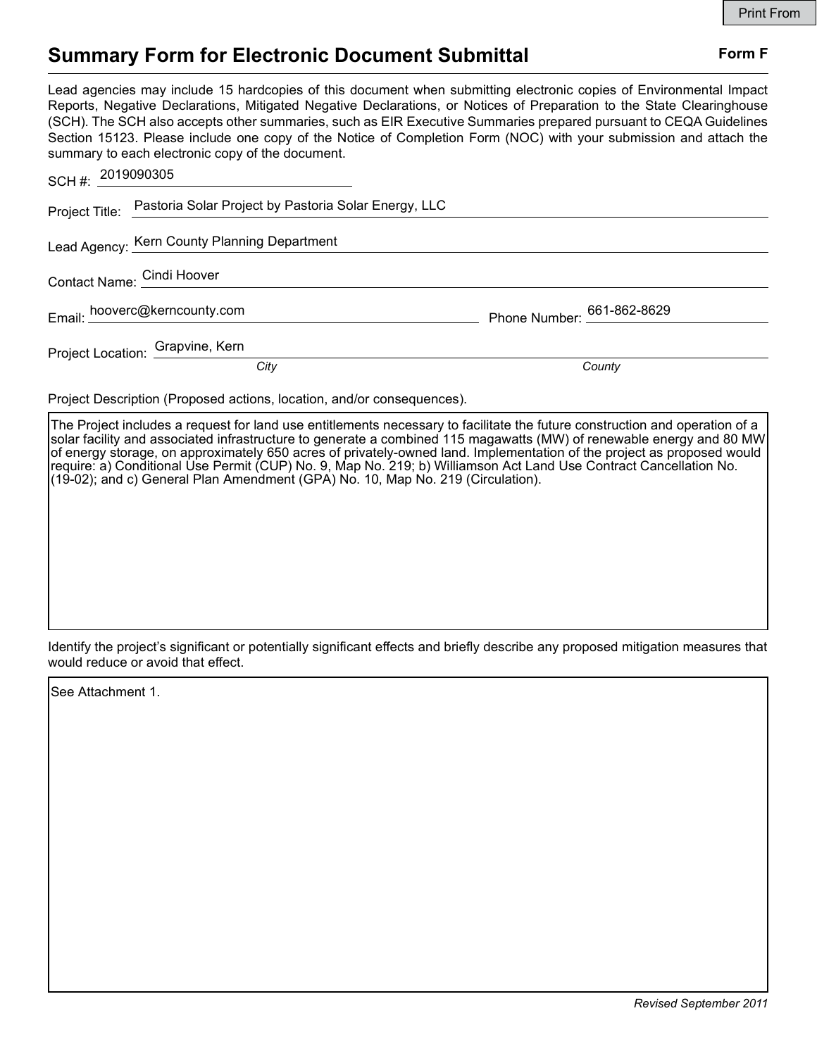# Summary Form for Electronic Document Submittal

**Form F**

Lead agencies may include 15 hardcopies of this document when submitting electronic copies of Environmental Impact Reports, Negative Declarations, Mitigated Negative Declarations, or Notices of Preparation to the State Clearinghouse (SCH). The SCH also accepts other summaries, such as EIR Executive Summaries prepared pursuant to CEQA Guidelines Section 15123. Please include one copy of the Notice of Completion Form (NOC) with your submission and attach the summary to each electronic copy of the document.

SCH #: 2019090305

Project Title: Pastoria Solar Project by Pastoria Solar Energy, LLC

Lead Agency: Kern County Planning Department

Contact Name: Cindi Hoover

Email: hooverc@kerncounty.com

Phone Number: 661-862-8629

Project Location: Grapvine, Kern

*City* *County*

Project Description (Proposed actions, location, and/or consequences).

The Project includes a request for land use entitlements necessary to facilitate the future construction and operation of a solar facility and associated infrastructure to generate a combined 115 magawatts (MW) of renewable energy and 80 MW of energy storage, on approximately 650 acres of privately-owned land. Implementation of the project as proposed would require: a) Conditional Use Permit (CUP) No. 9, Map No. 219; b) Williamson Act Land Use Contract Cancellation No. (19-02); and c) General Plan Amendment (GPA) No. 10, Map No. 219 (Circulation).

Identify the project's significant or potentially significant effects and briefly describe any proposed mitigation measures that would reduce or avoid that effect.

See Attachment 1.

*Revised September 2011*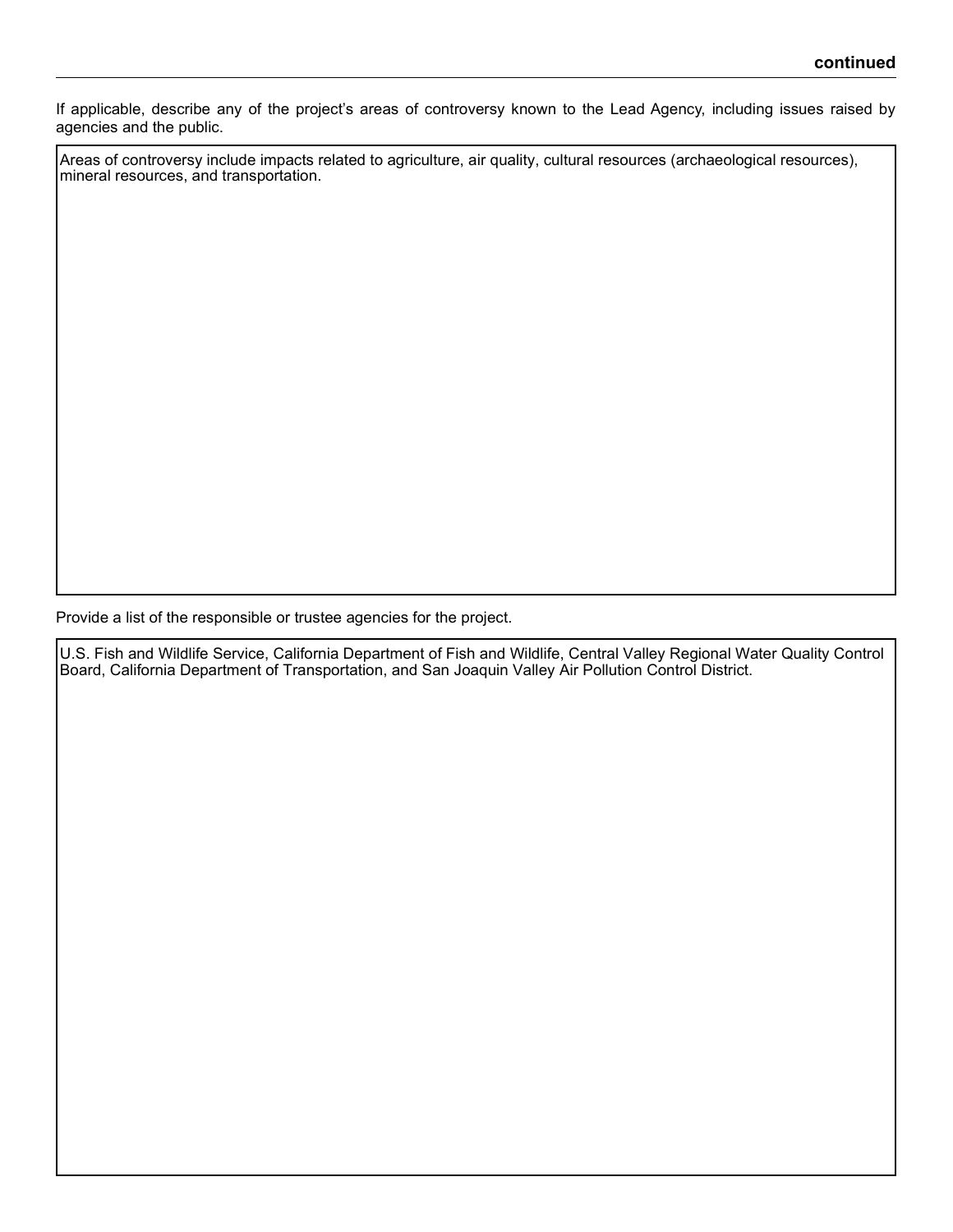**continued**

If applicable, describe any of the project's areas of controversy known to the Lead Agency, including issues raised by agencies and the public.

Areas of controversy include impacts related to agriculture, air quality, cultural resources (archaeological resources), mineral resources, and transportation.

Provide a list of the responsible or trustee agencies for the project.

U.S. Fish and Wildlife Service, California Department of Fish and Wildlife, Central Valley Regional Water Quality Control Board, California Department of Transportation, and San Joaquin Valley Air Pollution Control District.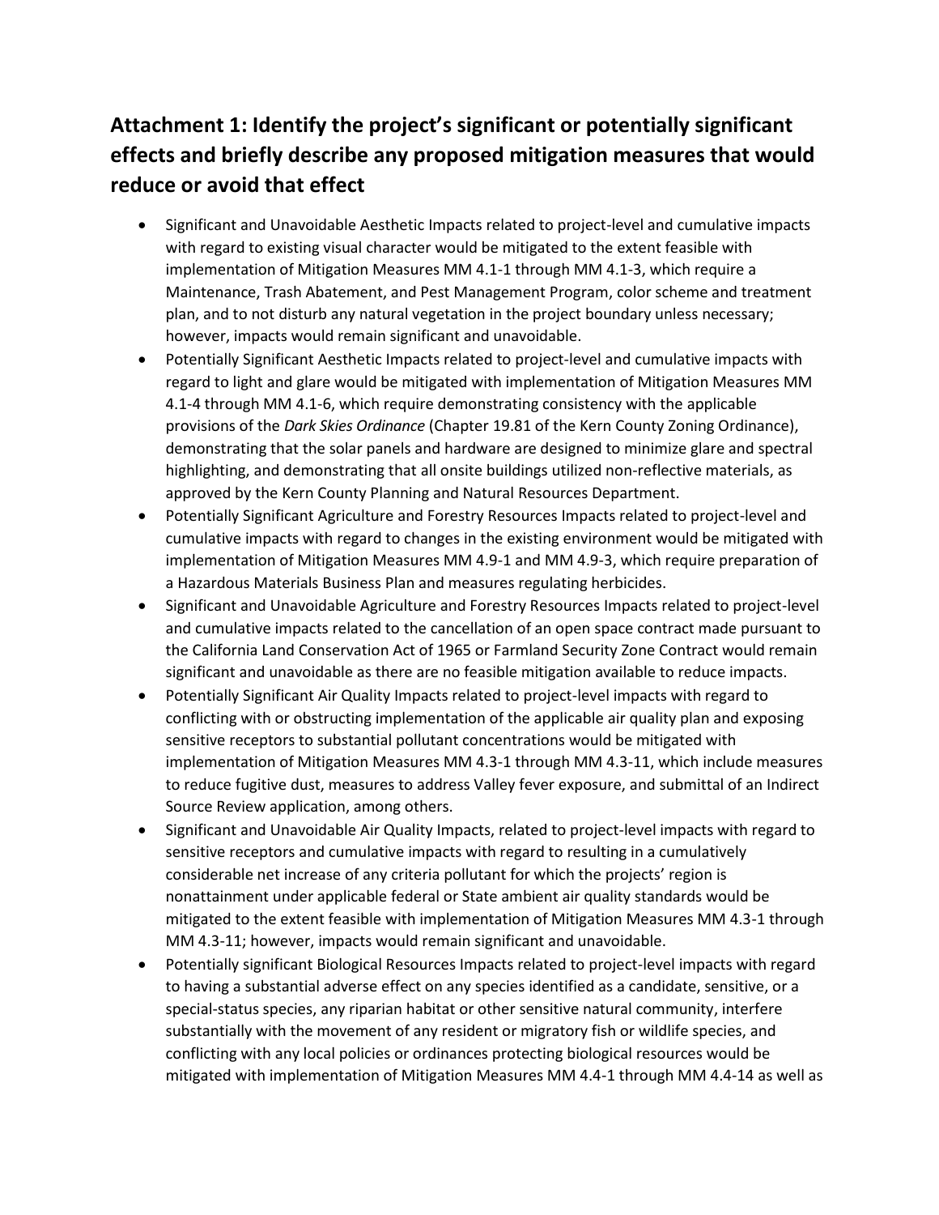## Attachment 1: Identify the project's significant or potentially significant effects and briefly describe any proposed mitigation measures that would reduce or avoid that effect

- Significant and Unavoidable Aesthetic Impacts related to project-level and cumulative impacts with regard to existing visual character would be mitigated to the extent feasible with implementation of Mitigation Measures MM 4.1-1 through MM 4.1-3, which require a Maintenance, Trash Abatement, and Pest Management Program, color scheme and treatment plan, and to not disturb any natural vegetation in the project boundary unless necessary; however, impacts would remain significant and unavoidable.
- Potentially Significant Aesthetic Impacts related to project-level and cumulative impacts with regard to light and glare would be mitigated with implementation of Mitigation Measures MM 4.1-4 through MM 4.1-6, which require demonstrating consistency with the applicable provisions of the *Dark Skies Ordinance* (Chapter 19.81 of the Kern County Zoning Ordinance), demonstrating that the solar panels and hardware are designed to minimize glare and spectral highlighting, and demonstrating that all onsite buildings utilized non-reflective materials, as approved by the Kern County Planning and Natural Resources Department.
- Potentially Significant Agriculture and Forestry Resources Impacts related to project-level and cumulative impacts with regard to changes in the existing environment would be mitigated with implementation of Mitigation Measures MM 4.9-1 and MM 4.9-3, which require preparation of a Hazardous Materials Business Plan and measures regulating herbicides.
- Significant and Unavoidable Agriculture and Forestry Resources Impacts related to project-level and cumulative impacts related to the cancellation of an open space contract made pursuant to the California Land Conservation Act of 1965 or Farmland Security Zone Contract would remain significant and unavoidable as there are no feasible mitigation available to reduce impacts.
- Potentially Significant Air Quality Impacts related to project-level impacts with regard to conflicting with or obstructing implementation of the applicable air quality plan and exposing sensitive receptors to substantial pollutant concentrations would be mitigated with implementation of Mitigation Measures MM 4.3-1 through MM 4.3-11, which include measures to reduce fugitive dust, measures to address Valley fever exposure, and submittal of an Indirect Source Review application, among others.
- Significant and Unavoidable Air Quality Impacts, related to project-level impacts with regard to sensitive receptors and cumulative impacts with regard to resulting in a cumulatively considerable net increase of any criteria pollutant for which the projects' region is nonattainment under applicable federal or State ambient air quality standards would be mitigated to the extent feasible with implementation of Mitigation Measures MM 4.3-1 through MM 4.3-11; however, impacts would remain significant and unavoidable.
- Potentially significant Biological Resources Impacts related to project-level impacts with regard to having a substantial adverse effect on any species identified as a candidate, sensitive, or a special-status species, any riparian habitat or other sensitive natural community, interfere substantially with the movement of any resident or migratory fish or wildlife species, and conflicting with any local policies or ordinances protecting biological resources would be mitigated with implementation of Mitigation Measures MM 4.4-1 through MM 4.4-14 as well as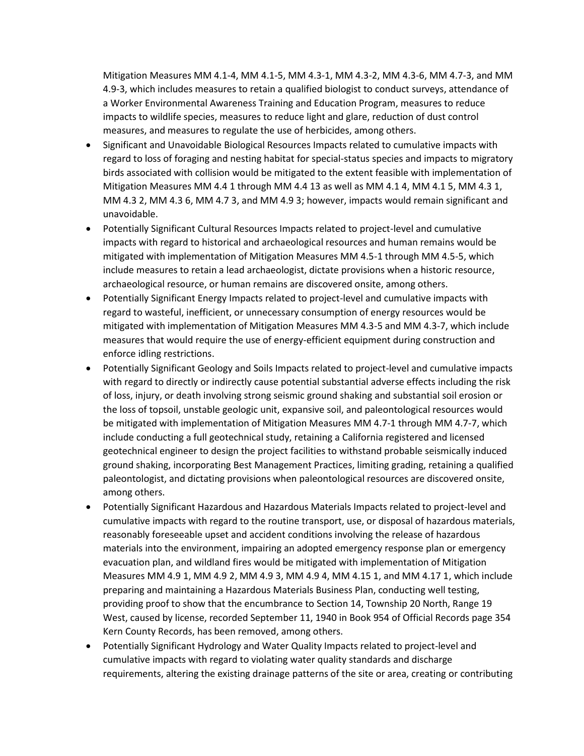Mitigation Measures MM 4.1-4, MM 4.1-5, MM 4.3-1, MM 4.3-2, MM 4.3-6, MM 4.7-3, and MM 4.9-3, which includes measures to retain a qualified biologist to conduct surveys, attendance of a Worker Environmental Awareness Training and Education Program, measures to reduce impacts to wildlife species, measures to reduce light and glare, reduction of dust control measures, and measures to regulate the use of herbicides, among others.

- Significant and Unavoidable Biological Resources Impacts related to cumulative impacts with regard to loss of foraging and nesting habitat for special-status species and impacts to migratory birds associated with collision would be mitigated to the extent feasible with implementation of Mitigation Measures MM 4.4 1 through MM 4.4 13 as well as MM 4.1 4, MM 4.1 5, MM 4.3 1, MM 4.3 2, MM 4.3 6, MM 4.7 3, and MM 4.9 3; however, impacts would remain significant and unavoidable.
- Potentially Significant Cultural Resources Impacts related to project-level and cumulative impacts with regard to historical and archaeological resources and human remains would be mitigated with implementation of Mitigation Measures MM 4.5-1 through MM 4.5-5, which include measures to retain a lead archaeologist, dictate provisions when a historic resource, archaeological resource, or human remains are discovered onsite, among others.
- Potentially Significant Energy Impacts related to project-level and cumulative impacts with regard to wasteful, inefficient, or unnecessary consumption of energy resources would be mitigated with implementation of Mitigation Measures MM 4.3-5 and MM 4.3-7, which include measures that would require the use of energy-efficient equipment during construction and enforce idling restrictions.
- Potentially Significant Geology and Soils Impacts related to project-level and cumulative impacts with regard to directly or indirectly cause potential substantial adverse effects including the risk of loss, injury, or death involving strong seismic ground shaking and substantial soil erosion or the loss of topsoil, unstable geologic unit, expansive soil, and paleontological resources would be mitigated with implementation of Mitigation Measures MM 4.7-1 through MM 4.7-7, which include conducting a full geotechnical study, retaining a California registered and licensed geotechnical engineer to design the project facilities to withstand probable seismically induced ground shaking, incorporating Best Management Practices, limiting grading, retaining a qualified paleontologist, and dictating provisions when paleontological resources are discovered onsite, among others.
- Potentially Significant Hazardous and Hazardous Materials Impacts related to project-level and cumulative impacts with regard to the routine transport, use, or disposal of hazardous materials, reasonably foreseeable upset and accident conditions involving the release of hazardous materials into the environment, impairing an adopted emergency response plan or emergency evacuation plan, and wildland fires would be mitigated with implementation of Mitigation Measures MM 4.9 1, MM 4.9 2, MM 4.9 3, MM 4.9 4, MM 4.15 1, and MM 4.17 1, which include preparing and maintaining a Hazardous Materials Business Plan, conducting well testing, providing proof to show that the encumbrance to Section 14, Township 20 North, Range 19 West, caused by license, recorded September 11, 1940 in Book 954 of Official Records page 354 Kern County Records, has been removed, among others.
- Potentially Significant Hydrology and Water Quality Impacts related to project-level and cumulative impacts with regard to violating water quality standards and discharge requirements, altering the existing drainage patterns of the site or area, creating or contributing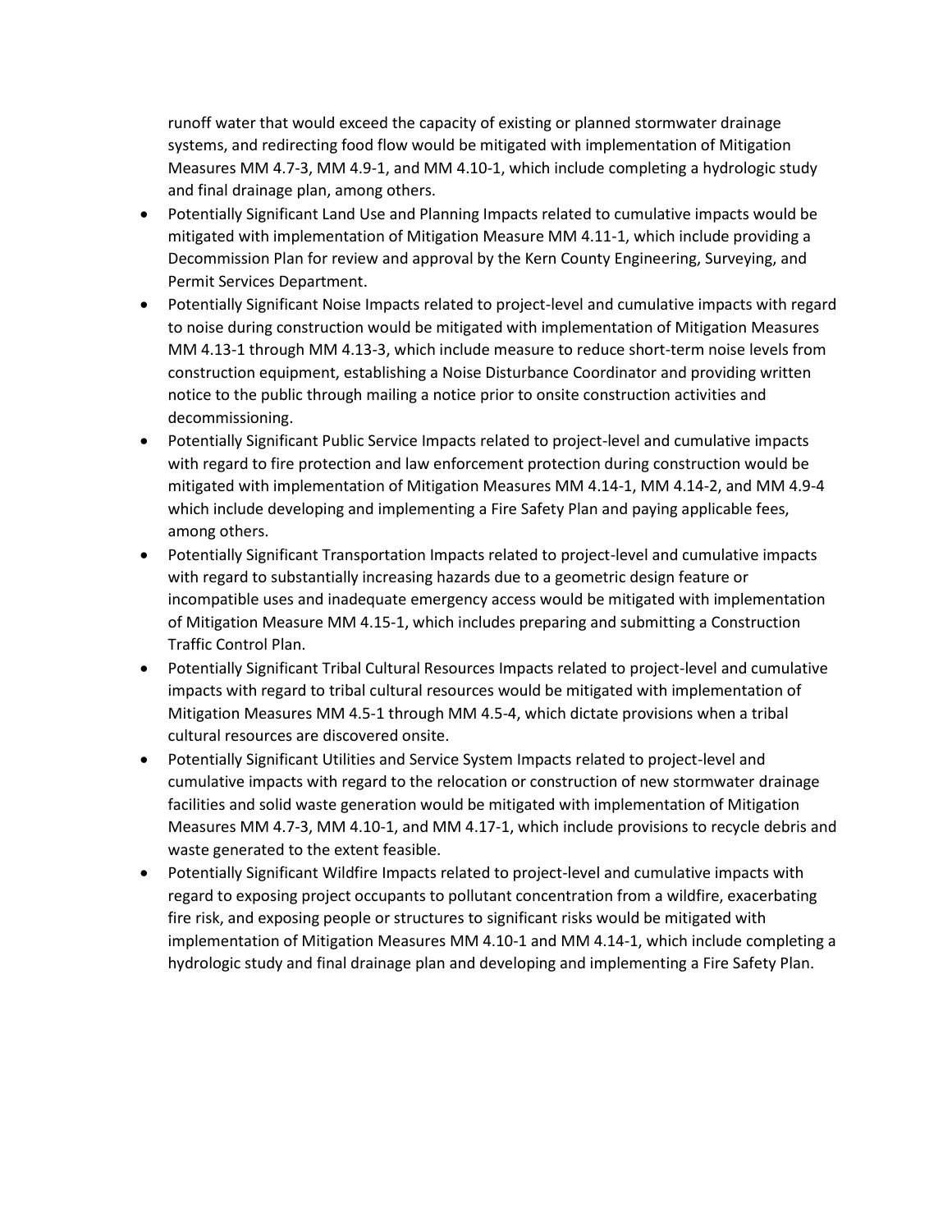runoff water that would exceed the capacity of existing or planned stormwater drainage systems, and redirecting food flow would be mitigated with implementation of Mitigation Measures MM 4.7-3, MM 4.9-1, and MM 4.10-1, which include completing a hydrologic study and final drainage plan, among others.

- Potentially Significant Land Use and Planning Impacts related to cumulative impacts would be mitigated with implementation of Mitigation Measure MM 4.11-1, which include providing a Decommission Plan for review and approval by the Kern County Engineering, Surveying, and Permit Services Department.
- Potentially Significant Noise Impacts related to project-level and cumulative impacts with regard to noise during construction would be mitigated with implementation of Mitigation Measures MM 4.13-1 through MM 4.13-3, which include measure to reduce short-term noise levels from construction equipment, establishing a Noise Disturbance Coordinator and providing written notice to the public through mailing a notice prior to onsite construction activities and decommissioning.
- Potentially Significant Public Service Impacts related to project-level and cumulative impacts with regard to fire protection and law enforcement protection during construction would be mitigated with implementation of Mitigation Measures MM 4.14-1, MM 4.14-2, and MM 4.9-4 which include developing and implementing a Fire Safety Plan and paying applicable fees, among others.
- Potentially Significant Transportation Impacts related to project-level and cumulative impacts with regard to substantially increasing hazards due to a geometric design feature or incompatible uses and inadequate emergency access would be mitigated with implementation of Mitigation Measure MM 4.15-1, which includes preparing and submitting a Construction Traffic Control Plan.
- Potentially Significant Tribal Cultural Resources Impacts related to project-level and cumulative impacts with regard to tribal cultural resources would be mitigated with implementation of Mitigation Measures MM 4.5-1 through MM 4.5-4, which dictate provisions when a tribal cultural resources are discovered onsite.
- Potentially Significant Utilities and Service System Impacts related to project-level and cumulative impacts with regard to the relocation or construction of new stormwater drainage facilities and solid waste generation would be mitigated with implementation of Mitigation Measures MM 4.7-3, MM 4.10-1, and MM 4.17-1, which include provisions to recycle debris and waste generated to the extent feasible.
- Potentially Significant Wildfire Impacts related to project-level and cumulative impacts with regard to exposing project occupants to pollutant concentration from a wildfire, exacerbating fire risk, and exposing people or structures to significant risks would be mitigated with implementation of Mitigation Measures MM 4.10-1 and MM 4.14-1, which include completing a hydrologic study and final drainage plan and developing and implementing a Fire Safety Plan.